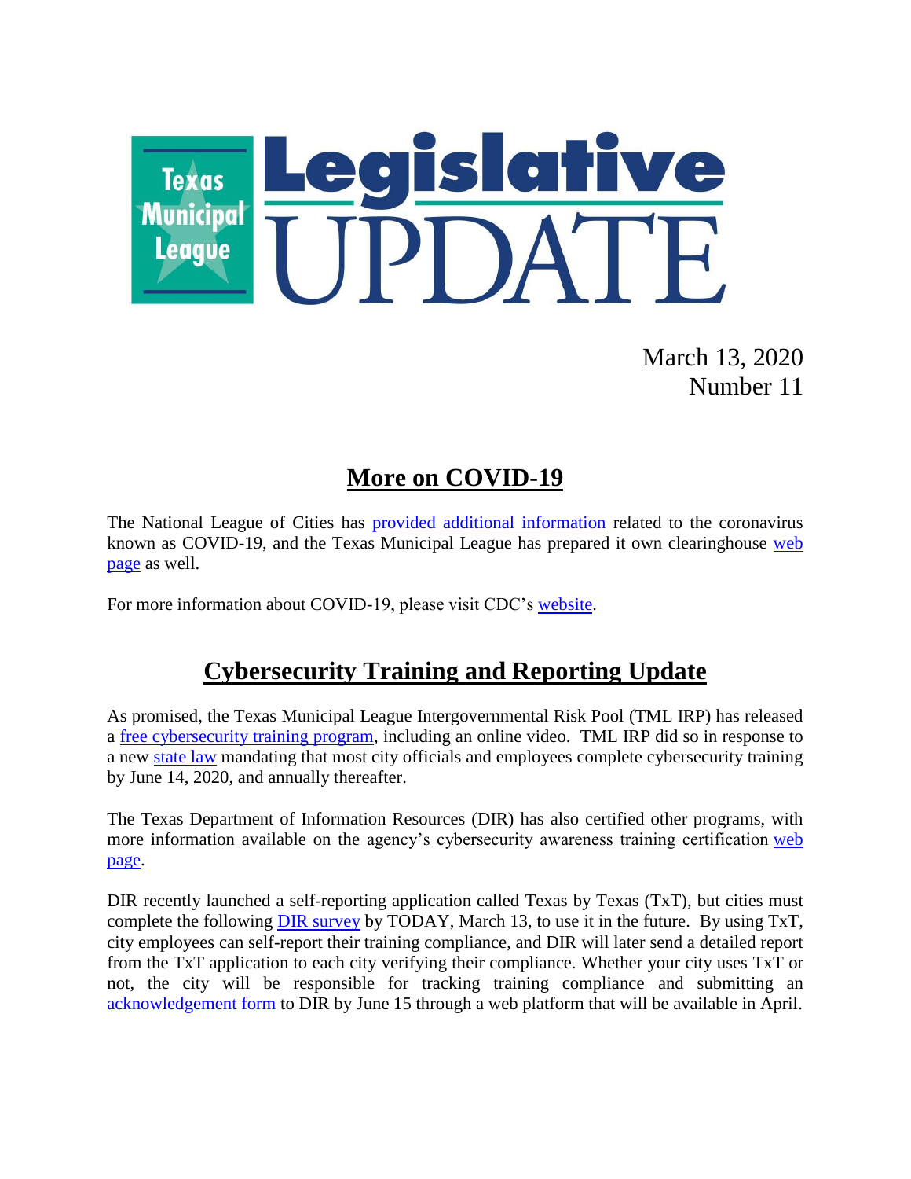# Texas Municipal League Legislative UPDATE

March 13, 2020
Number 11

## More on COVID-19

The National League of Cities has provided additional information related to the coronavirus known as COVID-19, and the Texas Municipal League has prepared it own clearinghouse web page as well.

For more information about COVID-19, please visit CDC's website.

## Cybersecurity Training and Reporting Update

As promised, the Texas Municipal League Intergovernmental Risk Pool (TML IRP) has released a free cybersecurity training program, including an online video. TML IRP did so in response to a new state law mandating that most city officials and employees complete cybersecurity training by June 14, 2020, and annually thereafter.

The Texas Department of Information Resources (DIR) has also certified other programs, with more information available on the agency's cybersecurity awareness training certification web page.

DIR recently launched a self-reporting application called Texas by Texas (TxT), but cities must complete the following DIR survey by TODAY, March 13, to use it in the future. By using TxT, city employees can self-report their training compliance, and DIR will later send a detailed report from the TxT application to each city verifying their compliance. Whether your city uses TxT or not, the city will be responsible for tracking training compliance and submitting an acknowledgement form to DIR by June 15 through a web platform that will be available in April.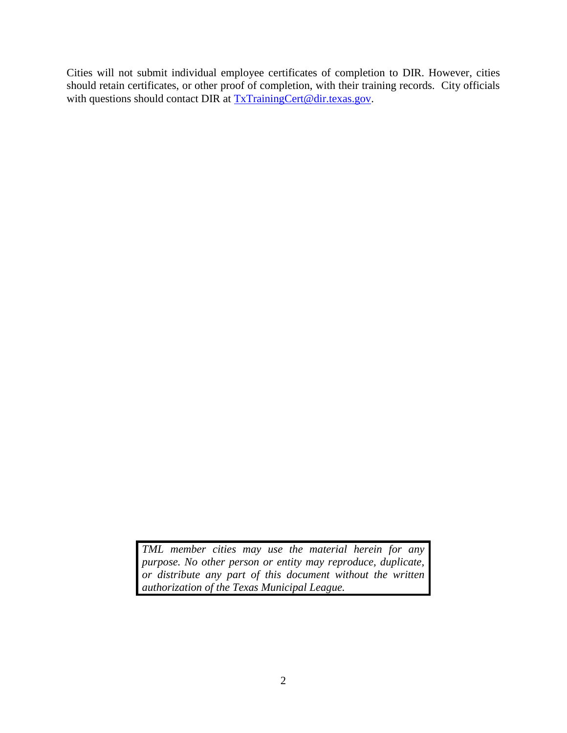Cities will not submit individual employee certificates of completion to DIR. However, cities should retain certificates, or other proof of completion, with their training records. City officials with questions should contact DIR at [TxTrainingCert@dir.texas.gov](mailto:TxTrainingCert@dir.texas.gov).

*TML member cities may use the material herein for any purpose. No other person or entity may reproduce, duplicate, or distribute any part of this document without the written authorization of the Texas Municipal League.*